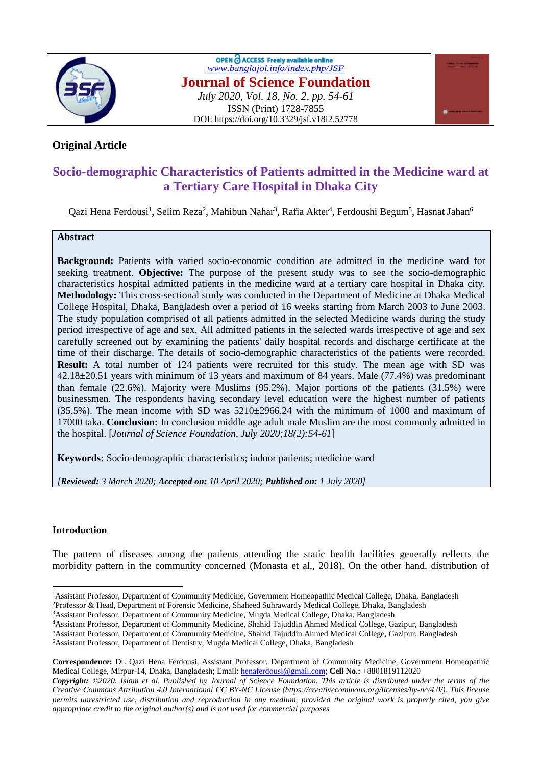OPEN ACCESS Freely available online
www.banglajol.info/index.php/JSF

**Journal of Science Foundation**

*July 2020, Vol. 18, No. 2, pp. 54-61*
ISSN (Print) 1728-7855
DOI: https://doi.org/10.3329/jsf.v18i2.52778

**Original Article**

# Socio-demographic Characteristics of Patients admitted in the Medicine ward at a Tertiary Care Hospital in Dhaka City

Qazi Hena Ferdousi[1], Selim Reza[2], Mahibun Nahar[3], Rafia Akter[4], Ferdoushi Begum[5], Hasnat Jahan[6]

## Abstract

**Background:** Patients with varied socio-economic condition are admitted in the medicine ward for seeking treatment. **Objective:** The purpose of the present study was to see the socio-demographic characteristics hospital admitted patients in the medicine ward at a tertiary care hospital in Dhaka city. **Methodology:** This cross-sectional study was conducted in the Department of Medicine at Dhaka Medical College Hospital, Dhaka, Bangladesh over a period of 16 weeks starting from March 2003 to June 2003. The study population comprised of all patients admitted in the selected Medicine wards during the study period irrespective of age and sex. All admitted patients in the selected wards irrespective of age and sex carefully screened out by examining the patients' daily hospital records and discharge certificate at the time of their discharge. The details of socio-demographic characteristics of the patients were recorded. **Result:** A total number of 124 patients were recruited for this study. The mean age with SD was 42.18±20.51 years with minimum of 13 years and maximum of 84 years. Male (77.4%) was predominant than female (22.6%). Majority were Muslims (95.2%). Major portions of the patients (31.5%) were businessmen. The respondents having secondary level education were the highest number of patients (35.5%). The mean income with SD was 5210±2966.24 with the minimum of 1000 and maximum of 17000 taka. **Conclusion:** In conclusion middle age adult male Muslim are the most commonly admitted in the hospital. [*Journal of Science Foundation, July 2020;18(2):54-61*]

**Keywords:** Socio-demographic characteristics; indoor patients; medicine ward

*[**Reviewed:** 3 March 2020; **Accepted on:** 10 April 2020; **Published on:** 1 July 2020]*

## Introduction

The pattern of diseases among the patients attending the static health facilities generally reflects the morbidity pattern in the community concerned (Monasta et al., 2018). On the other hand, distribution of

[1]Assistant Professor, Department of Community Medicine, Government Homeopathic Medical College, Dhaka, Bangladesh
[2]Professor & Head, Department of Forensic Medicine, Shaheed Suhrawardy Medical College, Dhaka, Bangladesh
[3]Assistant Professor, Department of Community Medicine, Mugda Medical College, Dhaka, Bangladesh
[4]Assistant Professor, Department of Community Medicine, Shahid Tajuddin Ahmed Medical College, Gazipur, Bangladesh
[5]Assistant Professor, Department of Community Medicine, Shahid Tajuddin Ahmed Medical College, Gazipur, Bangladesh
[6]Assistant Professor, Department of Dentistry, Mugda Medical College, Dhaka, Bangladesh

**Correspondence:** Dr. Qazi Hena Ferdousi, Assistant Professor, Department of Community Medicine, Government Homeopathic Medical College, Mirpur-14, Dhaka, Bangladesh; Email: henaferdousi@gmail.com; **Cell No.:** +8801819112020

***Copyright:*** *©2020. Islam et al. Published by Journal of Science Foundation. This article is distributed under the terms of the Creative Commons Attribution 4.0 International CC BY-NC License (https://creativecommons.org/licenses/by-nc/4.0/). This license permits unrestricted use, distribution and reproduction in any medium, provided the original work is properly cited, you give appropriate credit to the original author(s) and is not used for commercial purposes*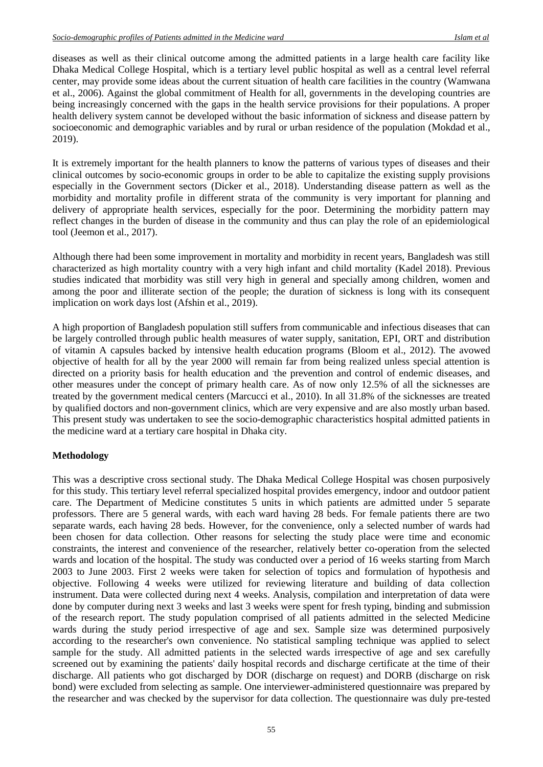diseases as well as their clinical outcome among the admitted patients in a large health care facility like Dhaka Medical College Hospital, which is a tertiary level public hospital as well as a central level referral center, may provide some ideas about the current situation of health care facilities in the country (Wamwana et al., 2006). Against the global commitment of Health for all, governments in the developing countries are being increasingly concerned with the gaps in the health service provisions for their populations. A proper health delivery system cannot be developed without the basic information of sickness and disease pattern by socioeconomic and demographic variables and by rural or urban residence of the population (Mokdad et al., 2019).

It is extremely important for the health planners to know the patterns of various types of diseases and their clinical outcomes by socio-economic groups in order to be able to capitalize the existing supply provisions especially in the Government sectors (Dicker et al., 2018). Understanding disease pattern as well as the morbidity and mortality profile in different strata of the community is very important for planning and delivery of appropriate health services, especially for the poor. Determining the morbidity pattern may reflect changes in the burden of disease in the community and thus can play the role of an epidemiological tool (Jeemon et al., 2017).

Although there had been some improvement in mortality and morbidity in recent years, Bangladesh was still characterized as high mortality country with a very high infant and child mortality (Kadel 2018). Previous studies indicated that morbidity was still very high in general and specially among children, women and among the poor and illiterate section of the people; the duration of sickness is long with its consequent implication on work days lost (Afshin et al., 2019).

A high proportion of Bangladesh population still suffers from communicable and infectious diseases that can be largely controlled through public health measures of water supply, sanitation, EPI, ORT and distribution of vitamin A capsules backed by intensive health education programs (Bloom et al., 2012). The avowed objective of health for all by the year 2000 will remain far from being realized unless special attention is directed on a priority basis for health education and the prevention and control of endemic diseases, and other measures under the concept of primary health care. As of now only 12.5% of all the sicknesses are treated by the government medical centers (Marcucci et al., 2010). In all 31.8% of the sicknesses are treated by qualified doctors and non-government clinics, which are very expensive and are also mostly urban based. This present study was undertaken to see the socio-demographic characteristics hospital admitted patients in the medicine ward at a tertiary care hospital in Dhaka city.

**Methodology**

This was a descriptive cross sectional study. The Dhaka Medical College Hospital was chosen purposively for this study. This tertiary level referral specialized hospital provides emergency, indoor and outdoor patient care. The Department of Medicine constitutes 5 units in which patients are admitted under 5 separate professors. There are 5 general wards, with each ward having 28 beds. For female patients there are two separate wards, each having 28 beds. However, for the convenience, only a selected number of wards had been chosen for data collection. Other reasons for selecting the study place were time and economic constraints, the interest and convenience of the researcher, relatively better co-operation from the selected wards and location of the hospital. The study was conducted over a period of 16 weeks starting from March 2003 to June 2003. First 2 weeks were taken for selection of topics and formulation of hypothesis and objective. Following 4 weeks were utilized for reviewing literature and building of data collection instrument. Data were collected during next 4 weeks. Analysis, compilation and interpretation of data were done by computer during next 3 weeks and last 3 weeks were spent for fresh typing, binding and submission of the research report. The study population comprised of all patients admitted in the selected Medicine wards during the study period irrespective of age and sex. Sample size was determined purposively according to the researcher's own convenience. No statistical sampling technique was applied to select sample for the study. All admitted patients in the selected wards irrespective of age and sex carefully screened out by examining the patients' daily hospital records and discharge certificate at the time of their discharge. All patients who got discharged by DOR (discharge on request) and DORB (discharge on risk bond) were excluded from selecting as sample. One interviewer-administered questionnaire was prepared by the researcher and was checked by the supervisor for data collection. The questionnaire was duly pre-tested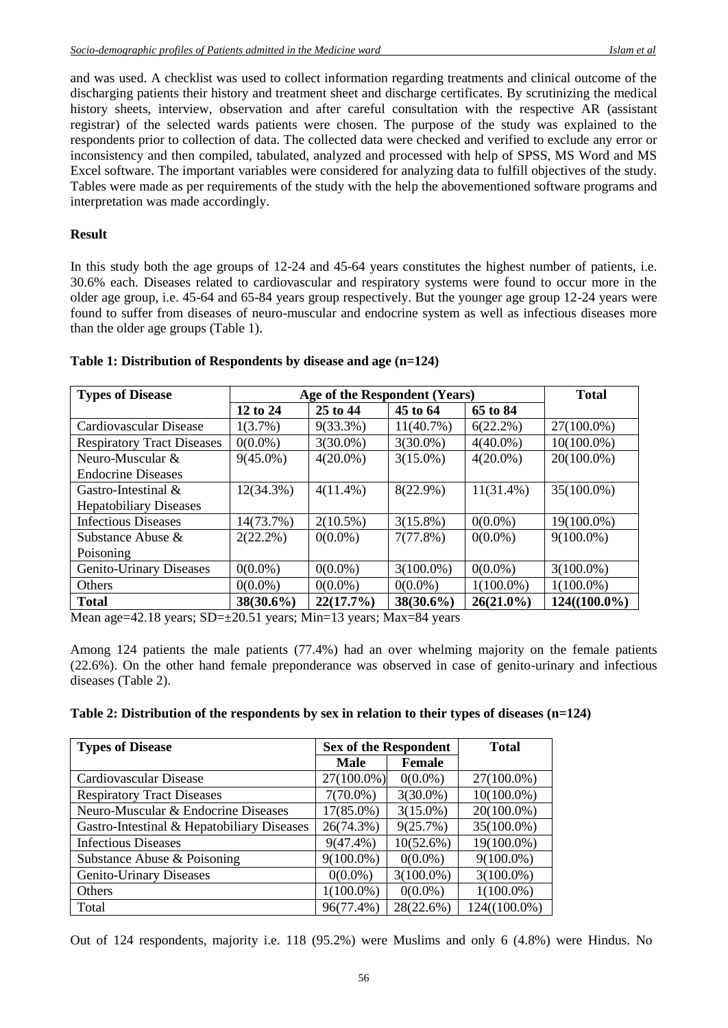and was used. A checklist was used to collect information regarding treatments and clinical outcome of the discharging patients their history and treatment sheet and discharge certificates. By scrutinizing the medical history sheets, interview, observation and after careful consultation with the respective AR (assistant registrar) of the selected wards patients were chosen. The purpose of the study was explained to the respondents prior to collection of data. The collected data were checked and verified to exclude any error or inconsistency and then compiled, tabulated, analyzed and processed with help of SPSS, MS Word and MS Excel software. The important variables were considered for analyzing data to fulfill objectives of the study. Tables were made as per requirements of the study with the help the abovementioned software programs and interpretation was made accordingly.

## Result

In this study both the age groups of 12-24 and 45-64 years constitutes the highest number of patients, i.e. 30.6% each. Diseases related to cardiovascular and respiratory systems were found to occur more in the older age group, i.e. 45-64 and 65-84 years group respectively. But the younger age group 12-24 years were found to suffer from diseases of neuro-muscular and endocrine system as well as infectious diseases more than the older age groups (Table 1).

**Table 1: Distribution of Respondents by disease and age (n=124)**

| Types of Disease | Age of the Respondent (Years) | | | | Total |
|---|---|---|---|---|---|
| | **12 to 24** | **25 to 44** | **45 to 64** | **65 to 84** | |
| Cardiovascular Disease | 1(3.7%) | 9(33.3%) | 11(40.7%) | 6(22.2%) | 27(100.0%) |
| Respiratory Tract Diseases | 0(0.0%) | 3(30.0%) | 3(30.0%) | 4(40.0%) | 10(100.0%) |
| Neuro-Muscular & Endocrine Diseases | 9(45.0%) | 4(20.0%) | 3(15.0%) | 4(20.0%) | 20(100.0%) |
| Gastro-Intestinal & Hepatobiliary Diseases | 12(34.3%) | 4(11.4%) | 8(22.9%) | 11(31.4%) | 35(100.0%) |
| Infectious Diseases | 14(73.7%) | 2(10.5%) | 3(15.8%) | 0(0.0%) | 19(100.0%) |
| Substance Abuse & Poisoning | 2(22.2%) | 0(0.0%) | 7(77.8%) | 0(0.0%) | 9(100.0%) |
| Genito-Urinary Diseases | 0(0.0%) | 0(0.0%) | 3(100.0%) | 0(0.0%) | 3(100.0%) |
| Others | 0(0.0%) | 0(0.0%) | 0(0.0%) | 1(100.0%) | 1(100.0%) |
| **Total** | **38(30.6%)** | **22(17.7%)** | **38(30.6%)** | **26(21.0%)** | **124((100.0%)** |

Mean age=42.18 years; SD=±20.51 years; Min=13 years; Max=84 years

Among 124 patients the male patients (77.4%) had an over whelming majority on the female patients (22.6%). On the other hand female preponderance was observed in case of genito-urinary and infectious diseases (Table 2).

**Table 2: Distribution of the respondents by sex in relation to their types of diseases (n=124)**

| Types of Disease | Sex of the Respondent | | Total |
|---|---|---|---|
| | **Male** | **Female** | |
| Cardiovascular Disease | 27(100.0%) | 0(0.0%) | 27(100.0%) |
| Respiratory Tract Diseases | 7(70.0%) | 3(30.0%) | 10(100.0%) |
| Neuro-Muscular & Endocrine Diseases | 17(85.0%) | 3(15.0%) | 20(100.0%) |
| Gastro-Intestinal & Hepatobiliary Diseases | 26(74.3%) | 9(25.7%) | 35(100.0%) |
| Infectious Diseases | 9(47.4%) | 10(52.6%) | 19(100.0%) |
| Substance Abuse & Poisoning | 9(100.0%) | 0(0.0%) | 9(100.0%) |
| Genito-Urinary Diseases | 0(0.0%) | 3(100.0%) | 3(100.0%) |
| Others | 1(100.0%) | 0(0.0%) | 1(100.0%) |
| Total | 96(77.4%) | 28(22.6%) | 124((100.0%) |

Out of 124 respondents, majority i.e. 118 (95.2%) were Muslims and only 6 (4.8%) were Hindus. No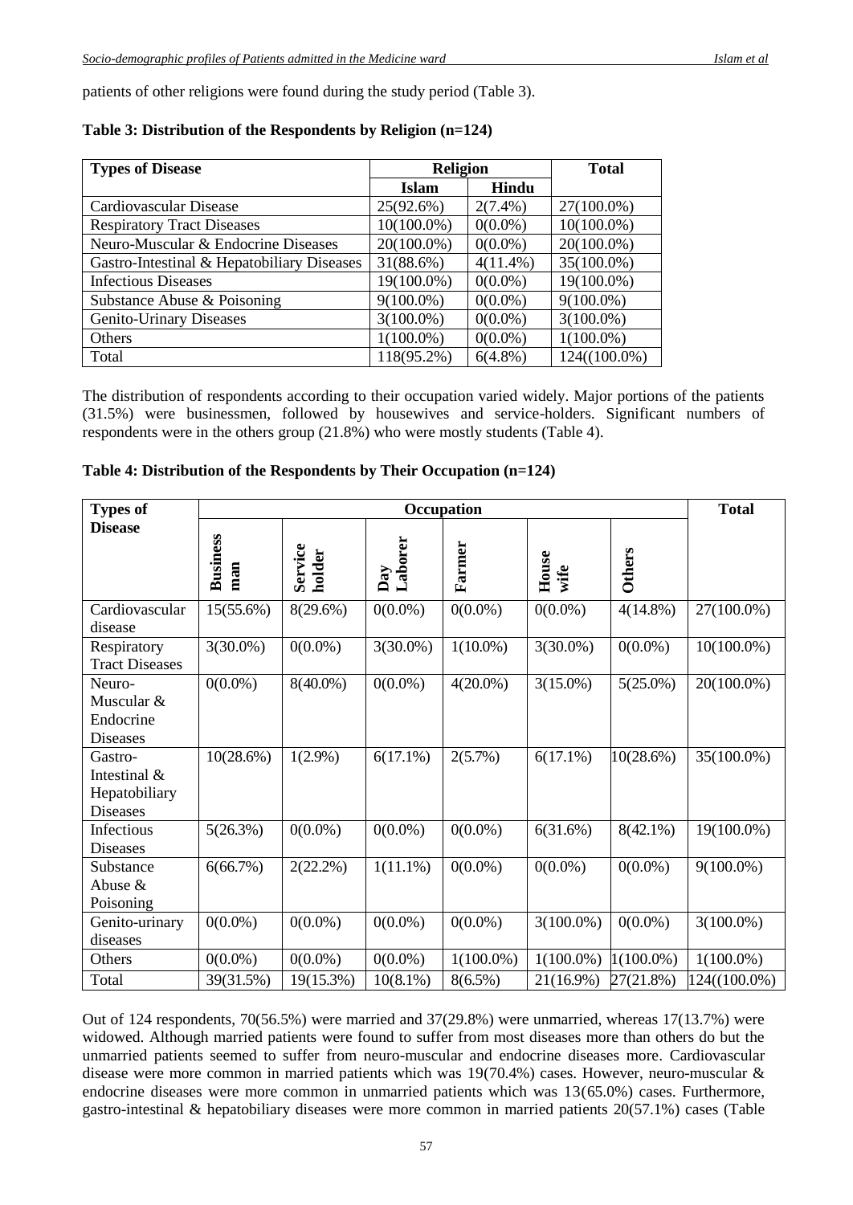patients of other religions were found during the study period (Table 3).

**Table 3: Distribution of the Respondents by Religion (n=124)**

| Types of Disease | Religion | | Total |
|---|---|---|---|
| | Islam | Hindu | |
| Cardiovascular Disease | 25(92.6%) | 2(7.4%) | 27(100.0%) |
| Respiratory Tract Diseases | 10(100.0%) | 0(0.0%) | 10(100.0%) |
| Neuro-Muscular & Endocrine Diseases | 20(100.0%) | 0(0.0%) | 20(100.0%) |
| Gastro-Intestinal & Hepatobiliary Diseases | 31(88.6%) | 4(11.4%) | 35(100.0%) |
| Infectious Diseases | 19(100.0%) | 0(0.0%) | 19(100.0%) |
| Substance Abuse & Poisoning | 9(100.0%) | 0(0.0%) | 9(100.0%) |
| Genito-Urinary Diseases | 3(100.0%) | 0(0.0%) | 3(100.0%) |
| Others | 1(100.0%) | 0(0.0%) | 1(100.0%) |
| Total | 118(95.2%) | 6(4.8%) | 124((100.0%) |

The distribution of respondents according to their occupation varied widely. Major portions of the patients (31.5%) were businessmen, followed by housewives and service-holders. Significant numbers of respondents were in the others group (21.8%) who were mostly students (Table 4).

**Table 4: Distribution of the Respondents by Their Occupation (n=124)**

| Types of Disease | Occupation | | | | | | Total |
|---|---|---|---|---|---|---|---|
| | Business man | Service holder | Day Laborer | Farmer | House wife | Others | |
| Cardiovascular disease | 15(55.6%) | 8(29.6%) | 0(0.0%) | 0(0.0%) | 0(0.0%) | 4(14.8%) | 27(100.0%) |
| Respiratory Tract Diseases | 3(30.0%) | 0(0.0%) | 3(30.0%) | 1(10.0%) | 3(30.0%) | 0(0.0%) | 10(100.0%) |
| Neuro-Muscular & Endocrine Diseases | 0(0.0%) | 8(40.0%) | 0(0.0%) | 4(20.0%) | 3(15.0%) | 5(25.0%) | 20(100.0%) |
| Gastro-Intestinal & Hepatobiliary Diseases | 10(28.6%) | 1(2.9%) | 6(17.1%) | 2(5.7%) | 6(17.1%) | 10(28.6%) | 35(100.0%) |
| Infectious Diseases | 5(26.3%) | 0(0.0%) | 0(0.0%) | 0(0.0%) | 6(31.6%) | 8(42.1%) | 19(100.0%) |
| Substance Abuse & Poisoning | 6(66.7%) | 2(22.2%) | 1(11.1%) | 0(0.0%) | 0(0.0%) | 0(0.0%) | 9(100.0%) |
| Genito-urinary diseases | 0(0.0%) | 0(0.0%) | 0(0.0%) | 0(0.0%) | 3(100.0%) | 0(0.0%) | 3(100.0%) |
| Others | 0(0.0%) | 0(0.0%) | 0(0.0%) | 1(100.0%) | 1(100.0%) | 1(100.0%) | 1(100.0%) |
| Total | 39(31.5%) | 19(15.3%) | 10(8.1%) | 8(6.5%) | 21(16.9%) | 27(21.8%) | 124((100.0%) |

Out of 124 respondents, 70(56.5%) were married and 37(29.8%) were unmarried, whereas 17(13.7%) were widowed. Although married patients were found to suffer from most diseases more than others do but the unmarried patients seemed to suffer from neuro-muscular and endocrine diseases more. Cardiovascular disease were more common in married patients which was 19(70.4%) cases. However, neuro-muscular & endocrine diseases were more common in unmarried patients which was 13(65.0%) cases. Furthermore, gastro-intestinal & hepatobiliary diseases were more common in married patients 20(57.1%) cases (Table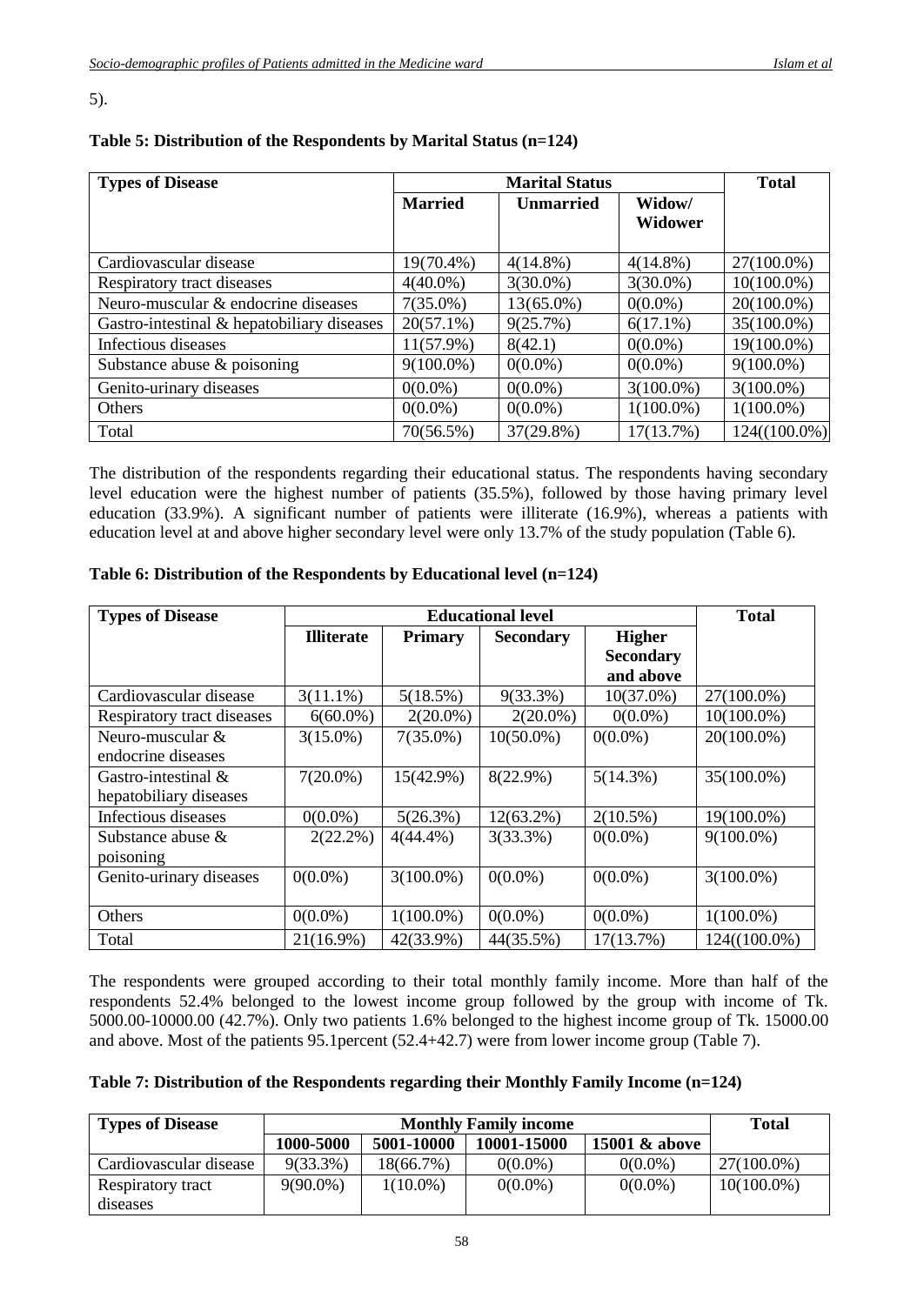5).

**Table 5: Distribution of the Respondents by Marital Status (n=124)**

| Types of Disease | Marital Status | | | Total |
|---|---|---|---|---|
| | Married | Unmarried | Widow/ Widower | |
| Cardiovascular disease | 19(70.4%) | 4(14.8%) | 4(14.8%) | 27(100.0%) |
| Respiratory tract diseases | 4(40.0%) | 3(30.0%) | 3(30.0%) | 10(100.0%) |
| Neuro-muscular & endocrine diseases | 7(35.0%) | 13(65.0%) | 0(0.0%) | 20(100.0%) |
| Gastro-intestinal & hepatobiliary diseases | 20(57.1%) | 9(25.7%) | 6(17.1%) | 35(100.0%) |
| Infectious diseases | 11(57.9%) | 8(42.1) | 0(0.0%) | 19(100.0%) |
| Substance abuse & poisoning | 9(100.0%) | 0(0.0%) | 0(0.0%) | 9(100.0%) |
| Genito-urinary diseases | 0(0.0%) | 0(0.0%) | 3(100.0%) | 3(100.0%) |
| Others | 0(0.0%) | 0(0.0%) | 1(100.0%) | 1(100.0%) |
| Total | 70(56.5%) | 37(29.8%) | 17(13.7%) | 124((100.0%) |

The distribution of the respondents regarding their educational status. The respondents having secondary level education were the highest number of patients (35.5%), followed by those having primary level education (33.9%). A significant number of patients were illiterate (16.9%), whereas a patients with education level at and above higher secondary level were only 13.7% of the study population (Table 6).

**Table 6: Distribution of the Respondents by Educational level (n=124)**

| Types of Disease | Educational level | | | | Total |
|---|---|---|---|---|---|
| | Illiterate | Primary | Secondary | Higher Secondary and above | |
| Cardiovascular disease | 3(11.1%) | 5(18.5%) | 9(33.3%) | 10(37.0%) | 27(100.0%) |
| Respiratory tract diseases | 6(60.0%) | 2(20.0%) | 2(20.0%) | 0(0.0%) | 10(100.0%) |
| Neuro-muscular & endocrine diseases | 3(15.0%) | 7(35.0%) | 10(50.0%) | 0(0.0%) | 20(100.0%) |
| Gastro-intestinal & hepatobiliary diseases | 7(20.0%) | 15(42.9%) | 8(22.9%) | 5(14.3%) | 35(100.0%) |
| Infectious diseases | 0(0.0%) | 5(26.3%) | 12(63.2%) | 2(10.5%) | 19(100.0%) |
| Substance abuse & poisoning | 2(22.2%) | 4(44.4%) | 3(33.3%) | 0(0.0%) | 9(100.0%) |
| Genito-urinary diseases | 0(0.0%) | 3(100.0%) | 0(0.0%) | 0(0.0%) | 3(100.0%) |
| Others | 0(0.0%) | 1(100.0%) | 0(0.0%) | 0(0.0%) | 1(100.0%) |
| Total | 21(16.9%) | 42(33.9%) | 44(35.5%) | 17(13.7%) | 124((100.0%) |

The respondents were grouped according to their total monthly family income. More than half of the respondents 52.4% belonged to the lowest income group followed by the group with income of Tk. 5000.00-10000.00 (42.7%). Only two patients 1.6% belonged to the highest income group of Tk. 15000.00 and above. Most of the patients 95.1percent (52.4+42.7) were from lower income group (Table 7).

**Table 7: Distribution of the Respondents regarding their Monthly Family Income (n=124)**

| Types of Disease | Monthly Family income | | | | Total |
|---|---|---|---|---|---|
| | 1000-5000 | 5001-10000 | 10001-15000 | 15001 & above | |
| Cardiovascular disease | 9(33.3%) | 18(66.7%) | 0(0.0%) | 0(0.0%) | 27(100.0%) |
| Respiratory tract diseases | 9(90.0%) | 1(10.0%) | 0(0.0%) | 0(0.0%) | 10(100.0%) |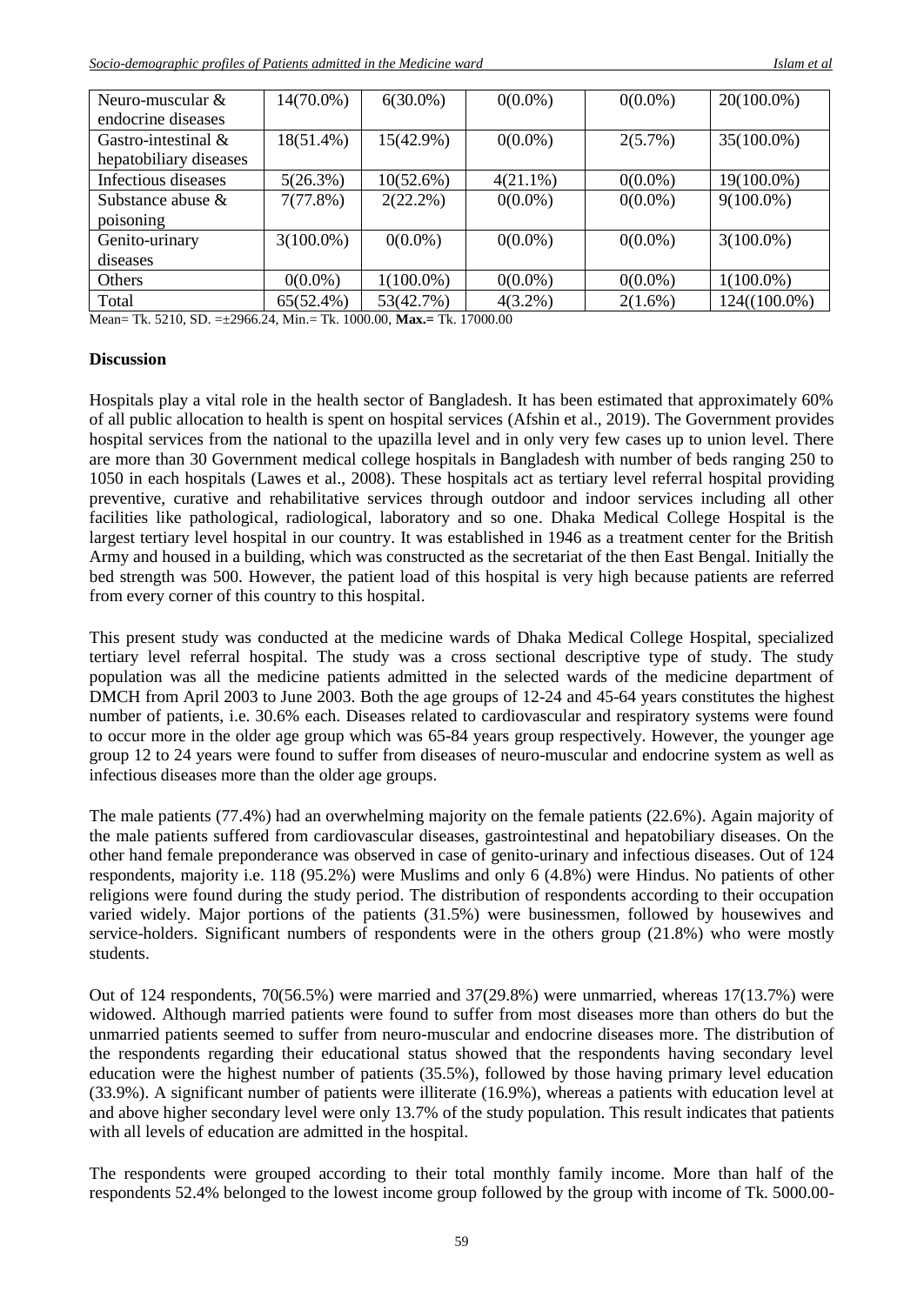| Neuro-muscular & endocrine diseases | 14(70.0%) | 6(30.0%) | 0(0.0%) | 0(0.0%) | 20(100.0%) |
|---|---|---|---|---|---|
| Gastro-intestinal & hepatobiliary diseases | 18(51.4%) | 15(42.9%) | 0(0.0%) | 2(5.7%) | 35(100.0%) |
| Infectious diseases | 5(26.3%) | 10(52.6%) | 4(21.1%) | 0(0.0%) | 19(100.0%) |
| Substance abuse & poisoning | 7(77.8%) | 2(22.2%) | 0(0.0%) | 0(0.0%) | 9(100.0%) |
| Genito-urinary diseases | 3(100.0%) | 0(0.0%) | 0(0.0%) | 0(0.0%) | 3(100.0%) |
| Others | 0(0.0%) | 1(100.0%) | 0(0.0%) | 0(0.0%) | 1(100.0%) |
| Total | 65(52.4%) | 53(42.7%) | 4(3.2%) | 2(1.6%) | 124((100.0%) |

Mean= Tk. 5210, SD. =±2966.24, Min.= Tk. 1000.00, **Max.=** Tk. 17000.00

**Discussion**

Hospitals play a vital role in the health sector of Bangladesh. It has been estimated that approximately 60% of all public allocation to health is spent on hospital services (Afshin et al., 2019). The Government provides hospital services from the national to the upazilla level and in only very few cases up to union level. There are more than 30 Government medical college hospitals in Bangladesh with number of beds ranging 250 to 1050 in each hospitals (Lawes et al., 2008). These hospitals act as tertiary level referral hospital providing preventive, curative and rehabilitative services through outdoor and indoor services including all other facilities like pathological, radiological, laboratory and so one. Dhaka Medical College Hospital is the largest tertiary level hospital in our country. It was established in 1946 as a treatment center for the British Army and housed in a building, which was constructed as the secretariat of the then East Bengal. Initially the bed strength was 500. However, the patient load of this hospital is very high because patients are referred from every corner of this country to this hospital.

This present study was conducted at the medicine wards of Dhaka Medical College Hospital, specialized tertiary level referral hospital. The study was a cross sectional descriptive type of study. The study population was all the medicine patients admitted in the selected wards of the medicine department of DMCH from April 2003 to June 2003. Both the age groups of 12-24 and 45-64 years constitutes the highest number of patients, i.e. 30.6% each. Diseases related to cardiovascular and respiratory systems were found to occur more in the older age group which was 65-84 years group respectively. However, the younger age group 12 to 24 years were found to suffer from diseases of neuro-muscular and endocrine system as well as infectious diseases more than the older age groups.

The male patients (77.4%) had an overwhelming majority on the female patients (22.6%). Again majority of the male patients suffered from cardiovascular diseases, gastrointestinal and hepatobiliary diseases. On the other hand female preponderance was observed in case of genito-urinary and infectious diseases. Out of 124 respondents, majority i.e. 118 (95.2%) were Muslims and only 6 (4.8%) were Hindus. No patients of other religions were found during the study period. The distribution of respondents according to their occupation varied widely. Major portions of the patients (31.5%) were businessmen, followed by housewives and service-holders. Significant numbers of respondents were in the others group (21.8%) who were mostly students.

Out of 124 respondents, 70(56.5%) were married and 37(29.8%) were unmarried, whereas 17(13.7%) were widowed. Although married patients were found to suffer from most diseases more than others do but the unmarried patients seemed to suffer from neuro-muscular and endocrine diseases more. The distribution of the respondents regarding their educational status showed that the respondents having secondary level education were the highest number of patients (35.5%), followed by those having primary level education (33.9%). A significant number of patients were illiterate (16.9%), whereas a patients with education level at and above higher secondary level were only 13.7% of the study population. This result indicates that patients with all levels of education are admitted in the hospital.

The respondents were grouped according to their total monthly family income. More than half of the respondents 52.4% belonged to the lowest income group followed by the group with income of Tk. 5000.00-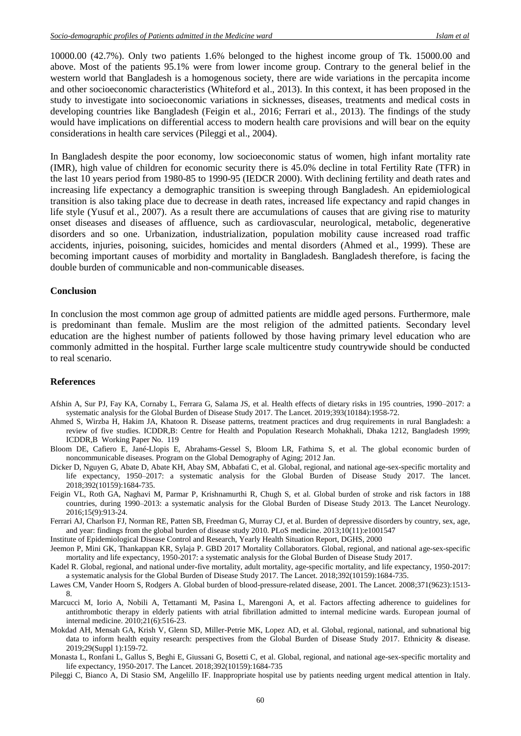10000.00 (42.7%). Only two patients 1.6% belonged to the highest income group of Tk. 15000.00 and above. Most of the patients 95.1% were from lower income group. Contrary to the general belief in the western world that Bangladesh is a homogenous society, there are wide variations in the percapita income and other socioeconomic characteristics (Whiteford et al., 2013). In this context, it has been proposed in the study to investigate into socioeconomic variations in sicknesses, diseases, treatments and medical costs in developing countries like Bangladesh (Feigin et al., 2016; Ferrari et al., 2013). The findings of the study would have implications on differential access to modern health care provisions and will bear on the equity considerations in health care services (Pileggi et al., 2004).

In Bangladesh despite the poor economy, low socioeconomic status of women, high infant mortality rate (IMR), high value of children for economic security there is 45.0% decline in total Fertility Rate (TFR) in the last 10 years period from 1980-85 to 1990-95 (IEDCR 2000). With declining fertility and death rates and increasing life expectancy a demographic transition is sweeping through Bangladesh. An epidemiological transition is also taking place due to decrease in death rates, increased life expectancy and rapid changes in life style (Yusuf et al., 2007). As a result there are accumulations of causes that are giving rise to maturity onset diseases and diseases of affluence, such as cardiovascular, neurological, metabolic, degenerative disorders and so one. Urbanization, industrialization, population mobility cause increased road traffic accidents, injuries, poisoning, suicides, homicides and mental disorders (Ahmed et al., 1999). These are becoming important causes of morbidity and mortality in Bangladesh. Bangladesh therefore, is facing the double burden of communicable and non-communicable diseases.

## Conclusion

In conclusion the most common age group of admitted patients are middle aged persons. Furthermore, male is predominant than female. Muslim are the most religion of the admitted patients. Secondary level education are the highest number of patients followed by those having primary level education who are commonly admitted in the hospital. Further large scale multicentre study countrywide should be conducted to real scenario.

## References

Afshin A, Sur PJ, Fay KA, Cornaby L, Ferrara G, Salama JS, et al. Health effects of dietary risks in 195 countries, 1990–2017: a systematic analysis for the Global Burden of Disease Study 2017. The Lancet. 2019;393(10184):1958-72.

Ahmed S, Wirzba H, Hakim JA, Khatoon R. Disease patterns, treatment practices and drug requirements in rural Bangladesh: a review of five studies. ICDDR,B: Centre for Health and Population Research Mohakhali, Dhaka 1212, Bangladesh 1999; ICDDR,B Working Paper No. 119

Bloom DE, Cafiero E, Jané-Llopis E, Abrahams-Gessel S, Bloom LR, Fathima S, et al. The global economic burden of noncommunicable diseases. Program on the Global Demography of Aging; 2012 Jan.

Dicker D, Nguyen G, Abate D, Abate KH, Abay SM, Abbafati C, et al. Global, regional, and national age-sex-specific mortality and life expectancy, 1950–2017: a systematic analysis for the Global Burden of Disease Study 2017. The lancet. 2018;392(10159):1684-735.

Feigin VL, Roth GA, Naghavi M, Parmar P, Krishnamurthi R, Chugh S, et al. Global burden of stroke and risk factors in 188 countries, during 1990–2013: a systematic analysis for the Global Burden of Disease Study 2013. The Lancet Neurology. 2016;15(9):913-24.

Ferrari AJ, Charlson FJ, Norman RE, Patten SB, Freedman G, Murray CJ, et al. Burden of depressive disorders by country, sex, age, and year: findings from the global burden of disease study 2010. PLoS medicine. 2013;10(11):e1001547

Institute of Epidemiological Disease Control and Research, Yearly Health Situation Report, DGHS, 2000

Jeemon P, Mini GK, Thankappan KR, Sylaja P. GBD 2017 Mortality Collaborators. Global, regional, and national age-sex-specific mortality and life expectancy, 1950-2017: a systematic analysis for the Global Burden of Disease Study 2017.

Kadel R. Global, regional, and national under-five mortality, adult mortality, age-specific mortality, and life expectancy, 1950-2017: a systematic analysis for the Global Burden of Disease Study 2017. The Lancet. 2018;392(10159):1684-735.

Lawes CM, Vander Hoorn S, Rodgers A. Global burden of blood-pressure-related disease, 2001. The Lancet. 2008;371(9623):1513-8.

Marcucci M, Iorio A, Nobili A, Tettamanti M, Pasina L, Marengoni A, et al. Factors affecting adherence to guidelines for antithrombotic therapy in elderly patients with atrial fibrillation admitted to internal medicine wards. European journal of internal medicine. 2010;21(6):516-23.

Mokdad AH, Mensah GA, Krish V, Glenn SD, Miller-Petrie MK, Lopez AD, et al. Global, regional, national, and subnational big data to inform health equity research: perspectives from the Global Burden of Disease Study 2017. Ethnicity & disease. 2019;29(Suppl 1):159-72.

Monasta L, Ronfani L, Gallus S, Beghi E, Giussani G, Bosetti C, et al. Global, regional, and national age-sex-specific mortality and life expectancy, 1950-2017. The Lancet. 2018;392(10159):1684-735

Pileggi C, Bianco A, Di Stasio SM, Angelillo IF. Inappropriate hospital use by patients needing urgent medical attention in Italy.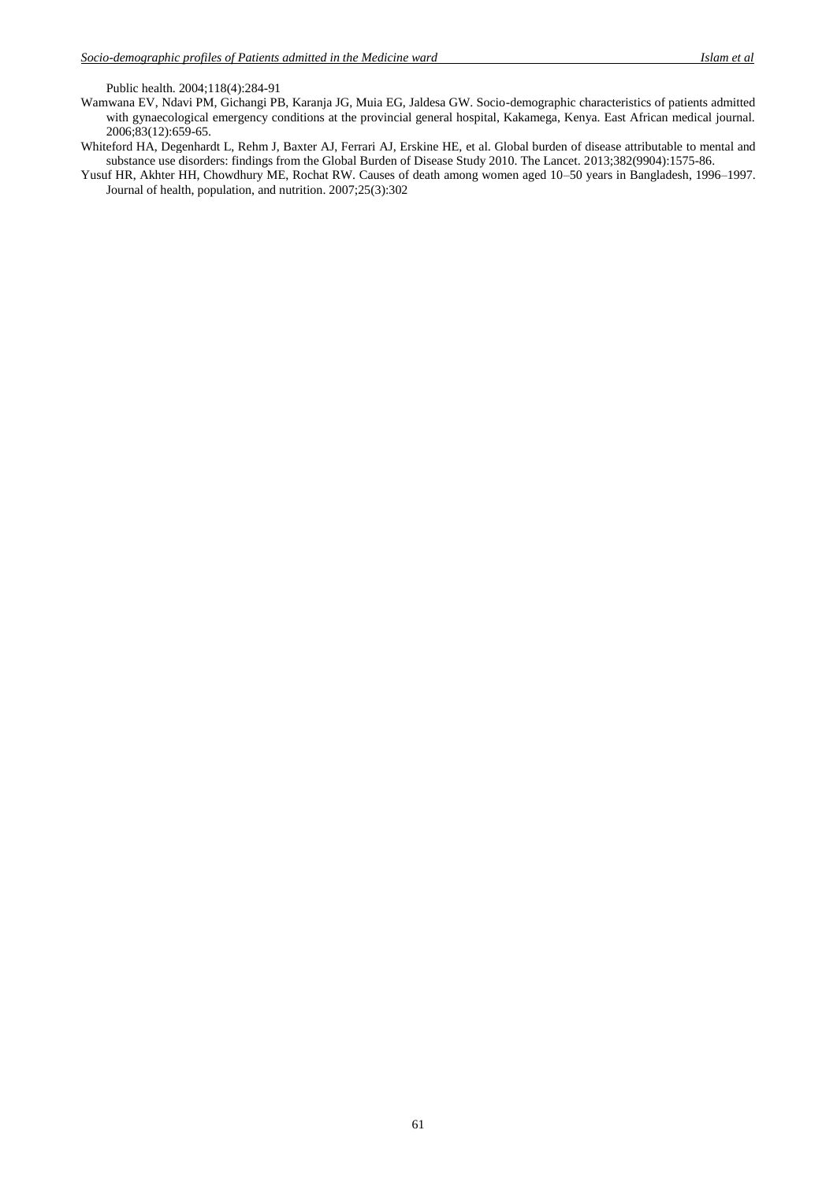Public health. 2004;118(4):284-91

Wamwana EV, Ndavi PM, Gichangi PB, Karanja JG, Muia EG, Jaldesa GW. Socio-demographic characteristics of patients admitted with gynaecological emergency conditions at the provincial general hospital, Kakamega, Kenya. East African medical journal. 2006;83(12):659-65.

Whiteford HA, Degenhardt L, Rehm J, Baxter AJ, Ferrari AJ, Erskine HE, et al. Global burden of disease attributable to mental and substance use disorders: findings from the Global Burden of Disease Study 2010. The Lancet. 2013;382(9904):1575-86.

Yusuf HR, Akhter HH, Chowdhury ME, Rochat RW. Causes of death among women aged 10–50 years in Bangladesh, 1996–1997. Journal of health, population, and nutrition. 2007;25(3):302